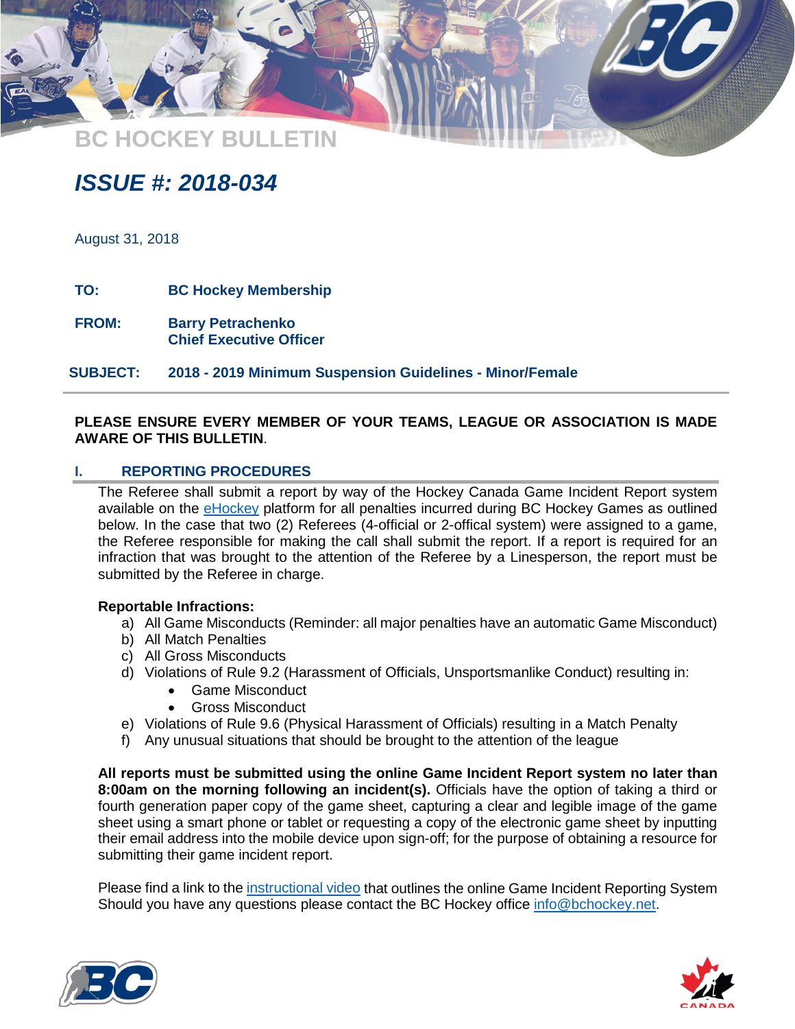# BC HOCKEY BULLETIN

## *ISSUE #: 2018-034*

August 31, 2018

**TO:** **BC Hockey Membership**

**FROM:** **Barry Petrachenko**
**Chief Executive Officer**

**SUBJECT:** **2018 - 2019 Minimum Suspension Guidelines - Minor/Female**

---

**PLEASE ENSURE EVERY MEMBER OF YOUR TEAMS, LEAGUE OR ASSOCIATION IS MADE AWARE OF THIS BULLETIN**.

### I. REPORTING PROCEDURES

The Referee shall submit a report by way of the Hockey Canada Game Incident Report system available on the eHockey platform for all penalties incurred during BC Hockey Games as outlined below. In the case that two (2) Referees (4-official or 2-offical system) were assigned to a game, the Referee responsible for making the call shall submit the report. If a report is required for an infraction that was brought to the attention of the Referee by a Linesperson, the report must be submitted by the Referee in charge.

**Reportable Infractions:**

a) All Game Misconducts (Reminder: all major penalties have an automatic Game Misconduct)
b) All Match Penalties
c) All Gross Misconducts
d) Violations of Rule 9.2 (Harassment of Officials, Unsportsmanlike Conduct) resulting in:
   - Game Misconduct
   - Gross Misconduct
e) Violations of Rule 9.6 (Physical Harassment of Officials) resulting in a Match Penalty
f) Any unusual situations that should be brought to the attention of the league

**All reports must be submitted using the online Game Incident Report system no later than 8:00am on the morning following an incident(s).** Officials have the option of taking a third or fourth generation paper copy of the game sheet, capturing a clear and legible image of the game sheet using a smart phone or tablet or requesting a copy of the electronic game sheet by inputting their email address into the mobile device upon sign-off; for the purpose of obtaining a resource for submitting their game incident report.

Please find a link to the instructional video that outlines the online Game Incident Reporting System Should you have any questions please contact the BC Hockey office info@bchockey.net.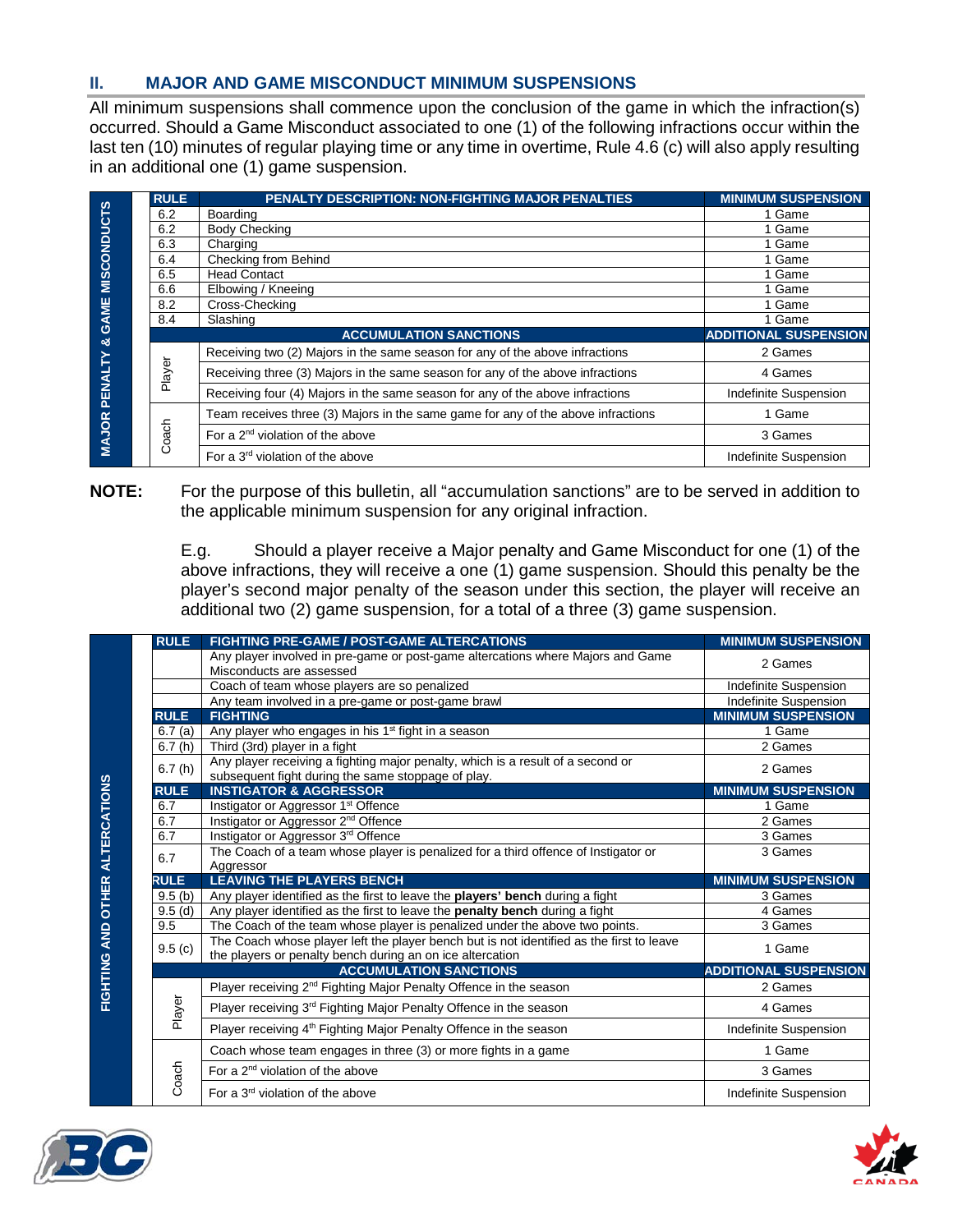## II. MAJOR AND GAME MISCONDUCT MINIMUM SUSPENSIONS

All minimum suspensions shall commence upon the conclusion of the game in which the infraction(s) occurred. Should a Game Misconduct associated to one (1) of the following infractions occur within the last ten (10) minutes of regular playing time or any time in overtime, Rule 4.6 (c) will also apply resulting in an additional one (1) game suspension.

**MAJOR PENALTY & GAME MISCONDUCTS**

| RULE | PENALTY DESCRIPTION: NON-FIGHTING MAJOR PENALTIES | MINIMUM SUSPENSION |
|---|---|---|
| 6.2 | Boarding | 1 Game |
| 6.2 | Body Checking | 1 Game |
| 6.3 | Charging | 1 Game |
| 6.4 | Checking from Behind | 1 Game |
| 6.5 | Head Contact | 1 Game |
| 6.6 | Elbowing / Kneeing | 1 Game |
| 8.2 | Cross-Checking | 1 Game |
| 8.4 | Slashing | 1 Game |
| | **ACCUMULATION SANCTIONS** | **ADDITIONAL SUSPENSION** |
| Player | Receiving two (2) Majors in the same season for any of the above infractions | 2 Games |
| Player | Receiving three (3) Majors in the same season for any of the above infractions | 4 Games |
| Player | Receiving four (4) Majors in the same season for any of the above infractions | Indefinite Suspension |
| Coach | Team receives three (3) Majors in the same game for any of the above infractions | 1 Game |
| Coach | For a 2nd violation of the above | 3 Games |
| Coach | For a 3rd violation of the above | Indefinite Suspension |

**NOTE:** For the purpose of this bulletin, all "accumulation sanctions" are to be served in addition to the applicable minimum suspension for any original infraction.

E.g. Should a player receive a Major penalty and Game Misconduct for one (1) of the above infractions, they will receive a one (1) game suspension. Should this penalty be the player's second major penalty of the season under this section, the player will receive an additional two (2) game suspension, for a total of a three (3) game suspension.

**FIGHTING AND OTHER ALTERCATIONS**

| RULE | FIGHTING PRE-GAME / POST-GAME ALTERCATIONS | MINIMUM SUSPENSION |
|---|---|---|
| | Any player involved in pre-game or post-game altercations where Majors and Game Misconducts are assessed | 2 Games |
| | Coach of team whose players are so penalized | Indefinite Suspension |
| | Any team involved in a pre-game or post-game brawl | Indefinite Suspension |
| **RULE** | **FIGHTING** | **MINIMUM SUSPENSION** |
| 6.7 (a) | Any player who engages in his 1st fight in a season | 1 Game |
| 6.7 (h) | Third (3rd) player in a fight | 2 Games |
| 6.7 (h) | Any player receiving a fighting major penalty, which is a result of a second or subsequent fight during the same stoppage of play. | 2 Games |
| **RULE** | **INSTIGATOR & AGGRESSOR** | **MINIMUM SUSPENSION** |
| 6.7 | Instigator or Aggressor 1st Offence | 1 Game |
| 6.7 | Instigator or Aggressor 2nd Offence | 2 Games |
| 6.7 | Instigator or Aggressor 3rd Offence | 3 Games |
| 6.7 | The Coach of a team whose player is penalized for a third offence of Instigator or Aggressor | 3 Games |
| **RULE** | **LEAVING THE PLAYERS BENCH** | **MINIMUM SUSPENSION** |
| 9.5 (b) | Any player identified as the first to leave the **players' bench** during a fight | 3 Games |
| 9.5 (d) | Any player identified as the first to leave the **penalty bench** during a fight | 4 Games |
| 9.5 | The Coach of the team whose player is penalized under the above two points. | 3 Games |
| 9.5 (c) | The Coach whose player left the player bench but is not identified as the first to leave the players or penalty bench during an on ice altercation | 1 Game |
| | **ACCUMULATION SANCTIONS** | **ADDITIONAL SUSPENSION** |
| Player | Player receiving 2nd Fighting Major Penalty Offence in the season | 2 Games |
| Player | Player receiving 3rd Fighting Major Penalty Offence in the season | 4 Games |
| Player | Player receiving 4th Fighting Major Penalty Offence in the season | Indefinite Suspension |
| Coach | Coach whose team engages in three (3) or more fights in a game | 1 Game |
| Coach | For a 2nd violation of the above | 3 Games |
| Coach | For a 3rd violation of the above | Indefinite Suspension |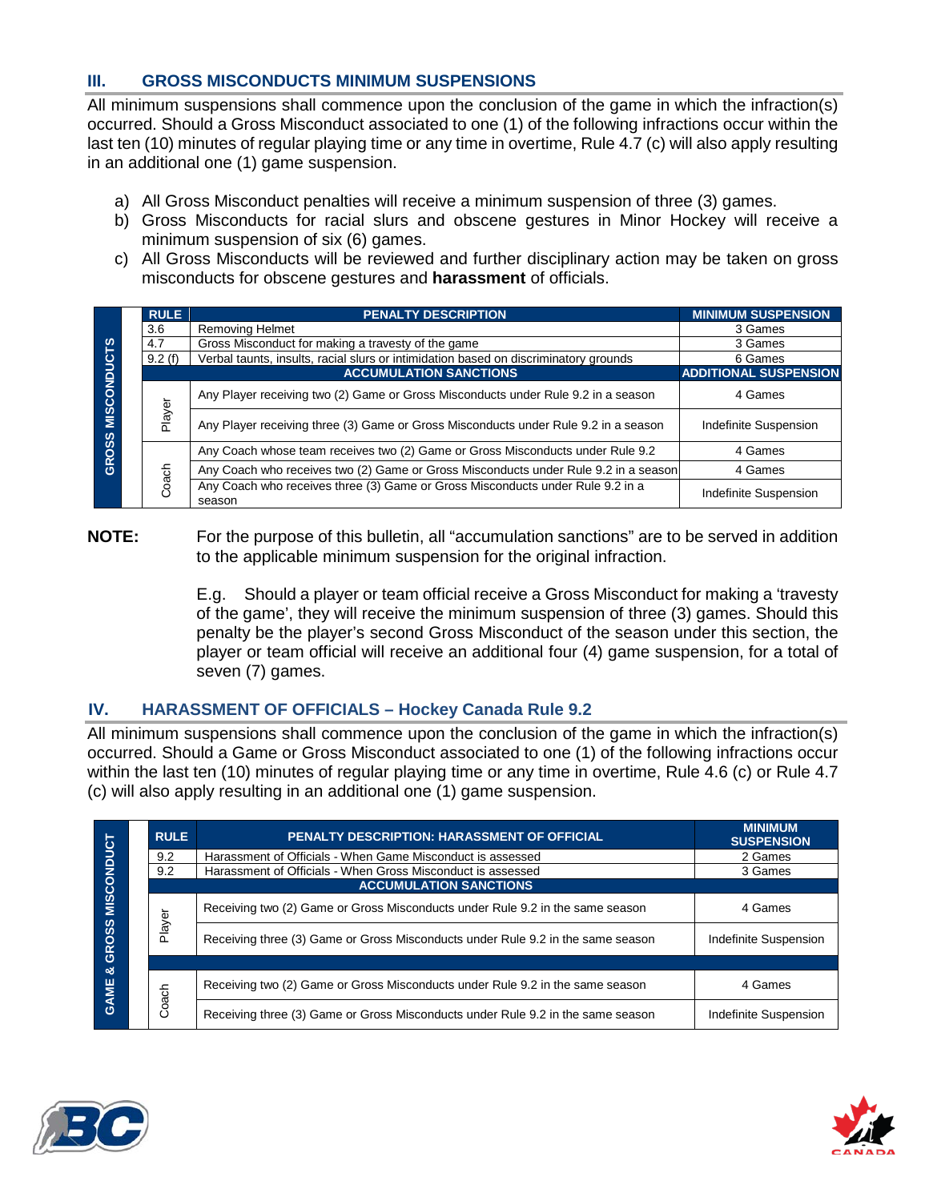## III. GROSS MISCONDUCTS MINIMUM SUSPENSIONS

All minimum suspensions shall commence upon the conclusion of the game in which the infraction(s) occurred. Should a Gross Misconduct associated to one (1) of the following infractions occur within the last ten (10) minutes of regular playing time or any time in overtime, Rule 4.7 (c) will also apply resulting in an additional one (1) game suspension.

a) All Gross Misconduct penalties will receive a minimum suspension of three (3) games.
b) Gross Misconducts for racial slurs and obscene gestures in Minor Hockey will receive a minimum suspension of six (6) games.
c) All Gross Misconducts will be reviewed and further disciplinary action may be taken on gross misconducts for obscene gestures and **harassment** of officials.

| GROSS MISCONDUCTS | RULE | PENALTY DESCRIPTION | MINIMUM SUSPENSION |
|---|---|---|---|
| | 3.6 | Removing Helmet | 3 Games |
| | 4.7 | Gross Misconduct for making a travesty of the game | 3 Games |
| | 9.2 (f) | Verbal taunts, insults, racial slurs or intimidation based on discriminatory grounds | 6 Games |
| | | ACCUMULATION SANCTIONS | ADDITIONAL SUSPENSION |
| | Player | Any Player receiving two (2) Game or Gross Misconducts under Rule 9.2 in a season | 4 Games |
| | Player | Any Player receiving three (3) Game or Gross Misconducts under Rule 9.2 in a season | Indefinite Suspension |
| | Coach | Any Coach whose team receives two (2) Game or Gross Misconducts under Rule 9.2 | 4 Games |
| | Coach | Any Coach who receives two (2) Game or Gross Misconducts under Rule 9.2 in a season | 4 Games |
| | Coach | Any Coach who receives three (3) Game or Gross Misconducts under Rule 9.2 in a season | Indefinite Suspension |

**NOTE:** For the purpose of this bulletin, all "accumulation sanctions" are to be served in addition to the applicable minimum suspension for the original infraction.

E.g. Should a player or team official receive a Gross Misconduct for making a 'travesty of the game', they will receive the minimum suspension of three (3) games. Should this penalty be the player's second Gross Misconduct of the season under this section, the player or team official will receive an additional four (4) game suspension, for a total of seven (7) games.

## IV. HARASSMENT OF OFFICIALS – Hockey Canada Rule 9.2

All minimum suspensions shall commence upon the conclusion of the game in which the infraction(s) occurred. Should a Game or Gross Misconduct associated to one (1) of the following infractions occur within the last ten (10) minutes of regular playing time or any time in overtime, Rule 4.6 (c) or Rule 4.7 (c) will also apply resulting in an additional one (1) game suspension.

| GAME & GROSS MISCONDUCT | RULE | PENALTY DESCRIPTION: HARASSMENT OF OFFICIAL | MINIMUM SUSPENSION |
|---|---|---|---|
| | 9.2 | Harassment of Officials - When Game Misconduct is assessed | 2 Games |
| | 9.2 | Harassment of Officials - When Gross Misconduct is assessed | 3 Games |
| | | ACCUMULATION SANCTIONS | |
| | Player | Receiving two (2) Game or Gross Misconducts under Rule 9.2 in the same season | 4 Games |
| | Player | Receiving three (3) Game or Gross Misconducts under Rule 9.2 in the same season | Indefinite Suspension |
| | Coach | Receiving two (2) Game or Gross Misconducts under Rule 9.2 in the same season | 4 Games |
| | Coach | Receiving three (3) Game or Gross Misconducts under Rule 9.2 in the same season | Indefinite Suspension |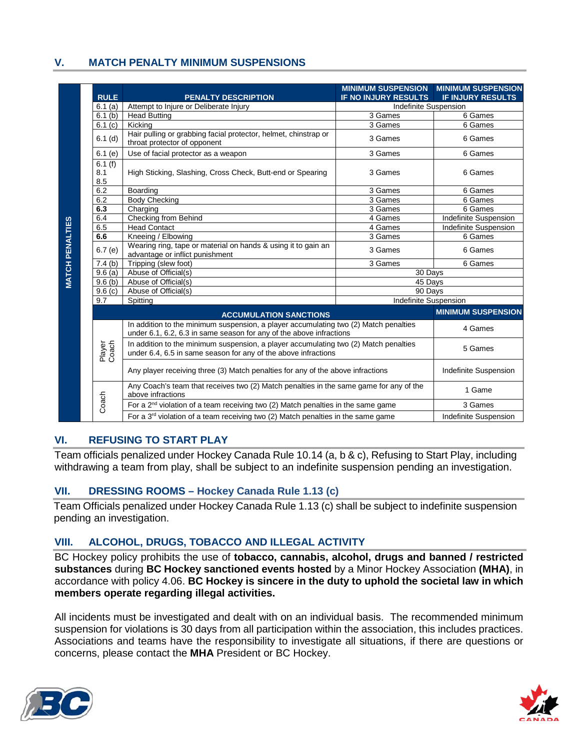## V. MATCH PENALTY MINIMUM SUSPENSIONS

| | RULE | PENALTY DESCRIPTION | MINIMUM SUSPENSION IF NO INJURY RESULTS | MINIMUM SUSPENSION IF INJURY RESULTS |
|---|---|---|---|---|
| MATCH PENALTIES | 6.1 (a) | Attempt to Injure or Deliberate Injury | Indefinite Suspension | |
| | 6.1 (b) | Head Butting | 3 Games | 6 Games |
| | 6.1 (c) | Kicking | 3 Games | 6 Games |
| | 6.1 (d) | Hair pulling or grabbing facial protector, helmet, chinstrap or throat protector of opponent | 3 Games | 6 Games |
| | 6.1 (e) | Use of facial protector as a weapon | 3 Games | 6 Games |
| | 6.1 (f) 8.1 8.5 | High Sticking, Slashing, Cross Check, Butt-end or Spearing | 3 Games | 6 Games |
| | 6.2 | Boarding | 3 Games | 6 Games |
| | 6.2 | Body Checking | 3 Games | 6 Games |
| | **6.3** | Charging | 3 Games | 6 Games |
| | 6.4 | Checking from Behind | 4 Games | Indefinite Suspension |
| | 6.5 | Head Contact | 4 Games | Indefinite Suspension |
| | **6.6** | Kneeing / Elbowing | 3 Games | 6 Games |
| | 6.7 (e) | Wearing ring, tape or material on hands & using it to gain an advantage or inflict punishment | 3 Games | 6 Games |
| | 7.4 (b) | Tripping (slew foot) | 3 Games | 6 Games |
| | 9.6 (a) | Abuse of Official(s) | 30 Days | |
| | 9.6 (b) | Abuse of Official(s) | 45 Days | |
| | 9.6 (c) | Abuse of Official(s) | 90 Days | |
| | 9.7 | Spitting | Indefinite Suspension | |
| | | **ACCUMULATION SANCTIONS** | | **MINIMUM SUSPENSION** |
| | Player Coach | In addition to the minimum suspension, a player accumulating two (2) Match penalties under 6.1, 6.2, 6.3 in same season for any of the above infractions | | 4 Games |
| | Player Coach | In addition to the minimum suspension, a player accumulating two (2) Match penalties under 6.4, 6.5 in same season for any of the above infractions | | 5 Games |
| | Player Coach | Any player receiving three (3) Match penalties for any of the above infractions | | Indefinite Suspension |
| | Coach | Any Coach's team that receives two (2) Match penalties in the same game for any of the above infractions | | 1 Game |
| | Coach | For a 2nd violation of a team receiving two (2) Match penalties in the same game | | 3 Games |
| | Coach | For a 3rd violation of a team receiving two (2) Match penalties in the same game | | Indefinite Suspension |

## VI. REFUSING TO START PLAY

Team officials penalized under Hockey Canada Rule 10.14 (a, b & c), Refusing to Start Play, including withdrawing a team from play, shall be subject to an indefinite suspension pending an investigation.

## VII. DRESSING ROOMS – Hockey Canada Rule 1.13 (c)

Team Officials penalized under Hockey Canada Rule 1.13 (c) shall be subject to indefinite suspension pending an investigation.

## VIII. ALCOHOL, DRUGS, TOBACCO AND ILLEGAL ACTIVITY

BC Hockey policy prohibits the use of **tobacco, cannabis, alcohol, drugs and banned / restricted substances** during **BC Hockey sanctioned events hosted** by a Minor Hockey Association **(MHA)**, in accordance with policy 4.06. **BC Hockey is sincere in the duty to uphold the societal law in which members operate regarding illegal activities.**

All incidents must be investigated and dealt with on an individual basis. The recommended minimum suspension for violations is 30 days from all participation within the association, this includes practices. Associations and teams have the responsibility to investigate all situations, if there are questions or concerns, please contact the **MHA** President or BC Hockey.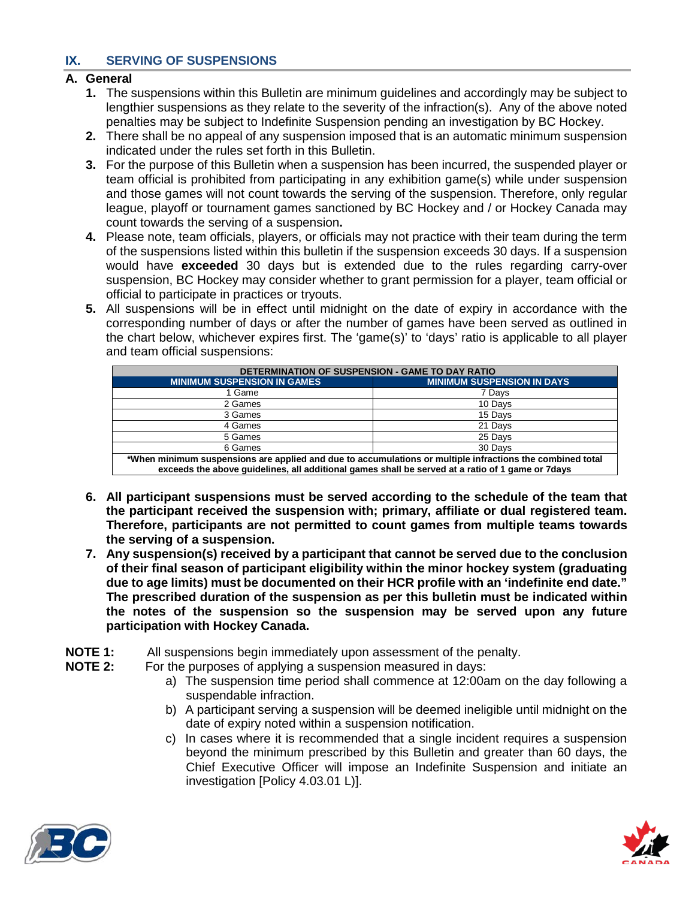## IX. SERVING OF SUSPENSIONS

### A. General

1. The suspensions within this Bulletin are minimum guidelines and accordingly may be subject to lengthier suspensions as they relate to the severity of the infraction(s). Any of the above noted penalties may be subject to Indefinite Suspension pending an investigation by BC Hockey.
2. There shall be no appeal of any suspension imposed that is an automatic minimum suspension indicated under the rules set forth in this Bulletin.
3. For the purpose of this Bulletin when a suspension has been incurred, the suspended player or team official is prohibited from participating in any exhibition game(s) while under suspension and those games will not count towards the serving of the suspension. Therefore, only regular league, playoff or tournament games sanctioned by BC Hockey and / or Hockey Canada may count towards the serving of a suspension**.**
4. Please note, team officials, players, or officials may not practice with their team during the term of the suspensions listed within this bulletin if the suspension exceeds 30 days. If a suspension would have **exceeded** 30 days but is extended due to the rules regarding carry-over suspension, BC Hockey may consider whether to grant permission for a player, team official or official to participate in practices or tryouts.
5. All suspensions will be in effect until midnight on the date of expiry in accordance with the corresponding number of days or after the number of games have been served as outlined in the chart below, whichever expires first. The 'game(s)' to 'days' ratio is applicable to all player and team official suspensions:

| DETERMINATION OF SUSPENSION - GAME TO DAY RATIO | |
|---|---|
| **MINIMUM SUSPENSION IN GAMES** | **MINIMUM SUSPENSION IN DAYS** |
| 1 Game | 7 Days |
| 2 Games | 10 Days |
| 3 Games | 15 Days |
| 4 Games | 21 Days |
| 5 Games | 25 Days |
| 6 Games | 30 Days |
| **\*When minimum suspensions are applied and due to accumulations or multiple infractions the combined total exceeds the above guidelines, all additional games shall be served at a ratio of 1 game or 7days** | |

6. **All participant suspensions must be served according to the schedule of the team that the participant received the suspension with; primary, affiliate or dual registered team. Therefore, participants are not permitted to count games from multiple teams towards the serving of a suspension.**
7. **Any suspension(s) received by a participant that cannot be served due to the conclusion of their final season of participant eligibility within the minor hockey system (graduating due to age limits) must be documented on their HCR profile with an 'indefinite end date." The prescribed duration of the suspension as per this bulletin must be indicated within the notes of the suspension so the suspension may be served upon any future participation with Hockey Canada.**

**NOTE 1:** All suspensions begin immediately upon assessment of the penalty.

**NOTE 2:** For the purposes of applying a suspension measured in days:

a) The suspension time period shall commence at 12:00am on the day following a suspendable infraction.

b) A participant serving a suspension will be deemed ineligible until midnight on the date of expiry noted within a suspension notification.

c) In cases where it is recommended that a single incident requires a suspension beyond the minimum prescribed by this Bulletin and greater than 60 days, the Chief Executive Officer will impose an Indefinite Suspension and initiate an investigation [Policy 4.03.01 L)].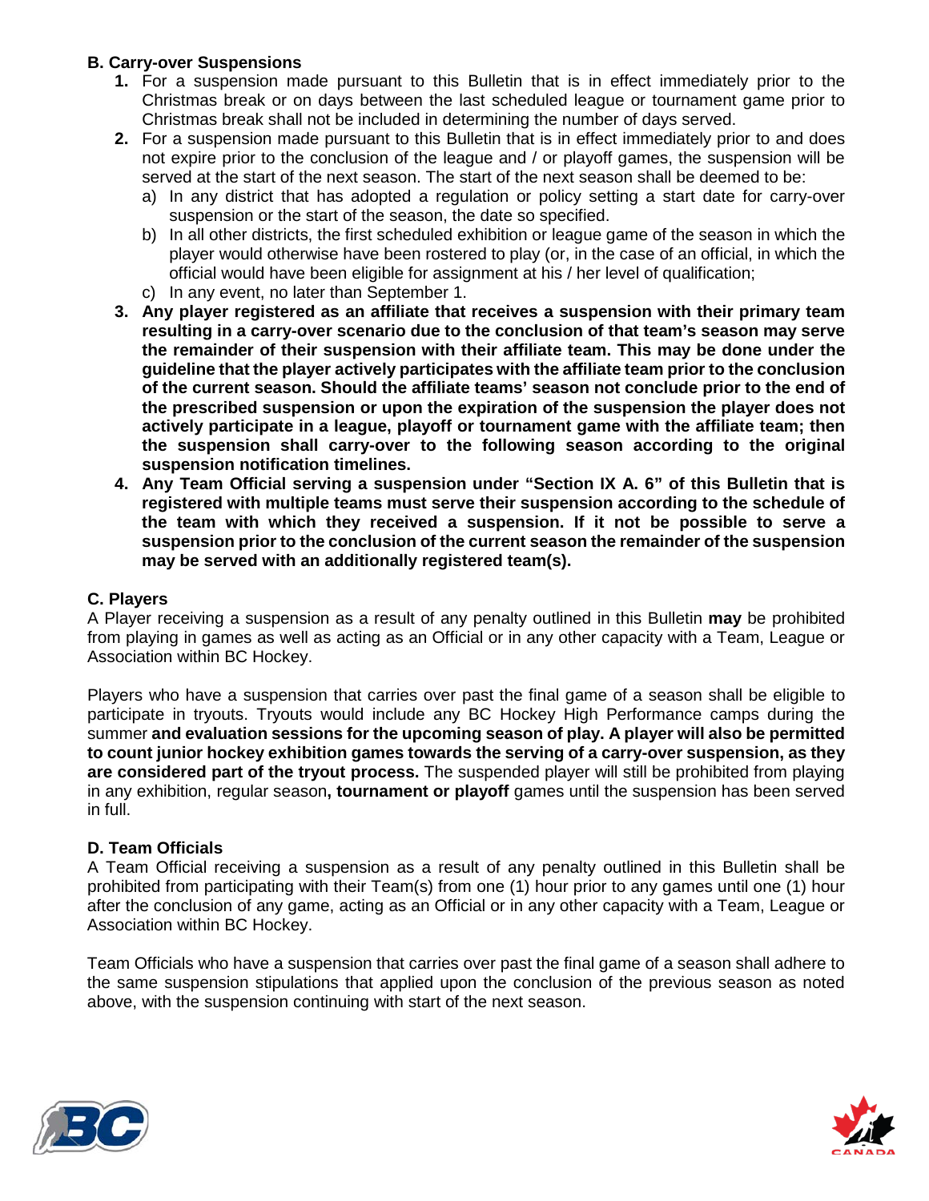### B. Carry-over Suspensions

1. For a suspension made pursuant to this Bulletin that is in effect immediately prior to the Christmas break or on days between the last scheduled league or tournament game prior to Christmas break shall not be included in determining the number of days served.
2. For a suspension made pursuant to this Bulletin that is in effect immediately prior to and does not expire prior to the conclusion of the league and / or playoff games, the suspension will be served at the start of the next season. The start of the next season shall be deemed to be:
   a) In any district that has adopted a regulation or policy setting a start date for carry-over suspension or the start of the season, the date so specified.
   b) In all other districts, the first scheduled exhibition or league game of the season in which the player would otherwise have been rostered to play (or, in the case of an official, in which the official would have been eligible for assignment at his / her level of qualification;
   c) In any event, no later than September 1.
3. **Any player registered as an affiliate that receives a suspension with their primary team resulting in a carry-over scenario due to the conclusion of that team's season may serve the remainder of their suspension with their affiliate team. This may be done under the guideline that the player actively participates with the affiliate team prior to the conclusion of the current season. Should the affiliate teams' season not conclude prior to the end of the prescribed suspension or upon the expiration of the suspension the player does not actively participate in a league, playoff or tournament game with the affiliate team; then the suspension shall carry-over to the following season according to the original suspension notification timelines.**
4. **Any Team Official serving a suspension under "Section IX A. 6" of this Bulletin that is registered with multiple teams must serve their suspension according to the schedule of the team with which they received a suspension. If it not be possible to serve a suspension prior to the conclusion of the current season the remainder of the suspension may be served with an additionally registered team(s).**

### C. Players

A Player receiving a suspension as a result of any penalty outlined in this Bulletin **may** be prohibited from playing in games as well as acting as an Official or in any other capacity with a Team, League or Association within BC Hockey.

Players who have a suspension that carries over past the final game of a season shall be eligible to participate in tryouts. Tryouts would include any BC Hockey High Performance camps during the summer **and evaluation sessions for the upcoming season of play. A player will also be permitted to count junior hockey exhibition games towards the serving of a carry-over suspension, as they are considered part of the tryout process.** The suspended player will still be prohibited from playing in any exhibition, regular season**, tournament or playoff** games until the suspension has been served in full.

### D. Team Officials

A Team Official receiving a suspension as a result of any penalty outlined in this Bulletin shall be prohibited from participating with their Team(s) from one (1) hour prior to any games until one (1) hour after the conclusion of any game, acting as an Official or in any other capacity with a Team, League or Association within BC Hockey.

Team Officials who have a suspension that carries over past the final game of a season shall adhere to the same suspension stipulations that applied upon the conclusion of the previous season as noted above, with the suspension continuing with start of the next season.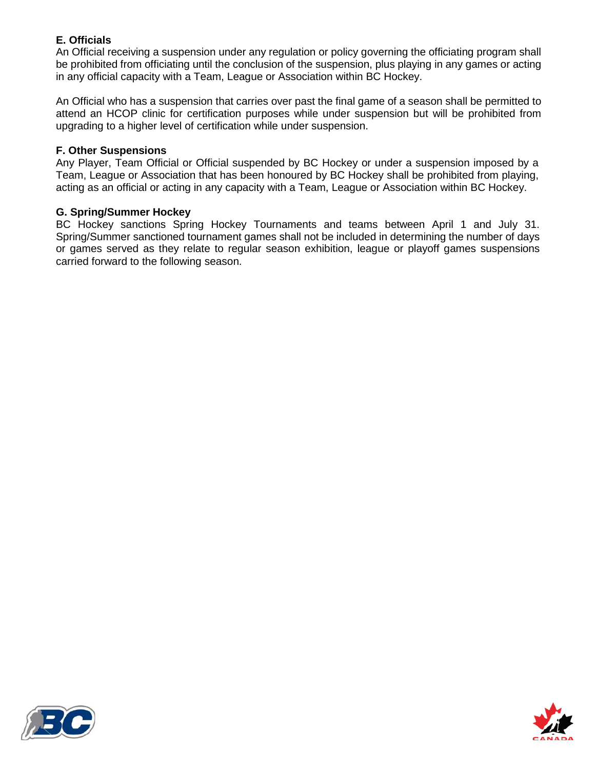**E. Officials**

An Official receiving a suspension under any regulation or policy governing the officiating program shall be prohibited from officiating until the conclusion of the suspension, plus playing in any games or acting in any official capacity with a Team, League or Association within BC Hockey.

An Official who has a suspension that carries over past the final game of a season shall be permitted to attend an HCOP clinic for certification purposes while under suspension but will be prohibited from upgrading to a higher level of certification while under suspension.

**F. Other Suspensions**

Any Player, Team Official or Official suspended by BC Hockey or under a suspension imposed by a Team, League or Association that has been honoured by BC Hockey shall be prohibited from playing, acting as an official or acting in any capacity with a Team, League or Association within BC Hockey.

**G. Spring/Summer Hockey**

BC Hockey sanctions Spring Hockey Tournaments and teams between April 1 and July 31. Spring/Summer sanctioned tournament games shall not be included in determining the number of days or games served as they relate to regular season exhibition, league or playoff games suspensions carried forward to the following season.